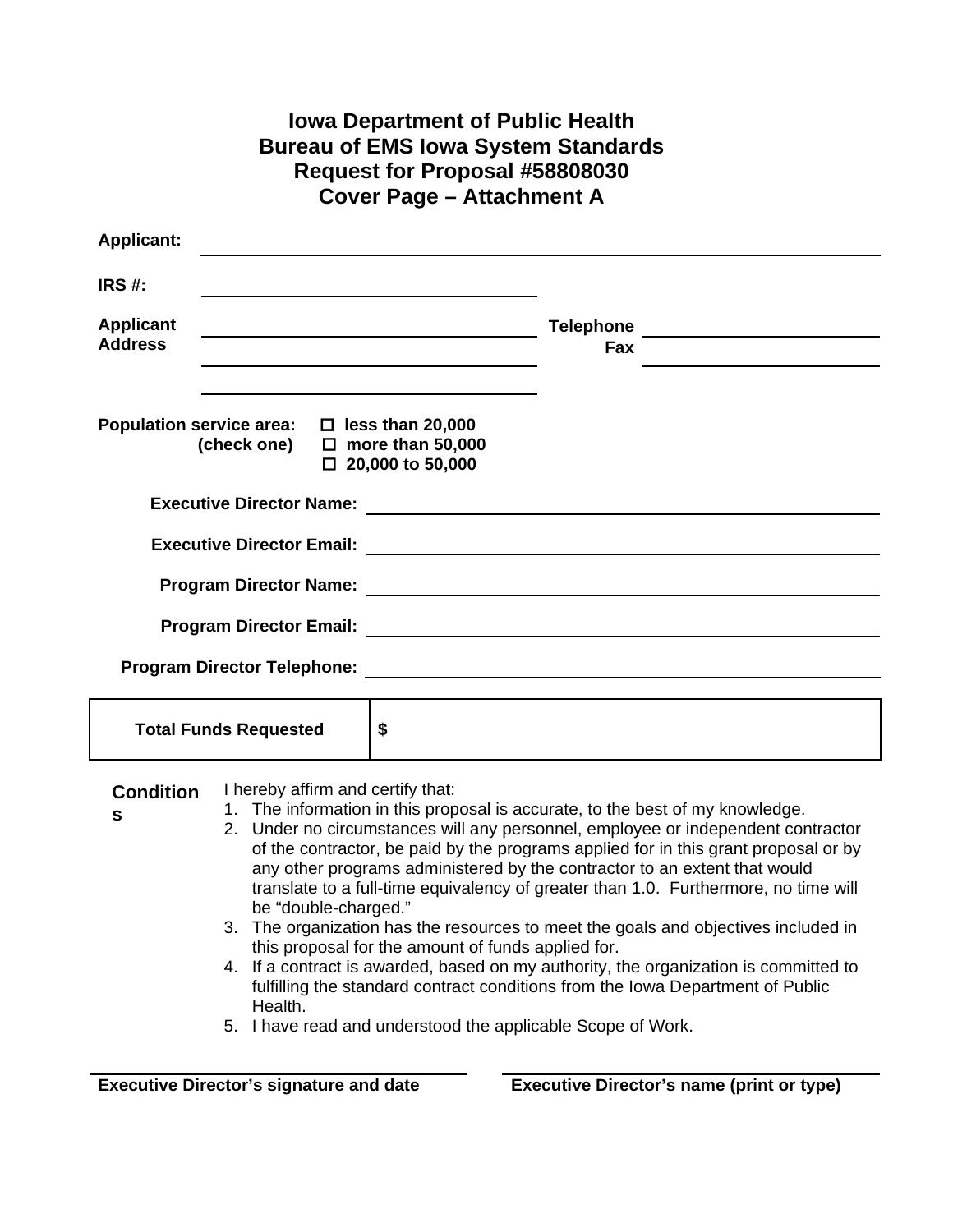# Iowa Department of Public Health
# Bureau of EMS Iowa System Standards
# Request for Proposal #58808030
# Cover Page – Attachment A

**Applicant:** ______________________________________________

**IRS #:** ______________________

**Applicant Address** ______________________ **Telephone** ______________

______________________ **Fax** ______________

______________________

**Population service area:** (check one)
- ☐ **less than 20,000**
- ☐ **more than 50,000**
- ☐ **20,000 to 50,000**

**Executive Director Name:** ______________________________

**Executive Director Email:** ______________________________

**Program Director Name:** ______________________________

**Program Director Email:** ______________________________

**Program Director Telephone:** ______________________________

| **Total Funds Requested** | **$** |
|---|---|

**Conditions**

I hereby affirm and certify that:

1. The information in this proposal is accurate, to the best of my knowledge.
2. Under no circumstances will any personnel, employee or independent contractor of the contractor, be paid by the programs applied for in this grant proposal or by any other programs administered by the contractor to an extent that would translate to a full-time equivalency of greater than 1.0. Furthermore, no time will be "double-charged."
3. The organization has the resources to meet the goals and objectives included in this proposal for the amount of funds applied for.
4. If a contract is awarded, based on my authority, the organization is committed to fulfilling the standard contract conditions from the Iowa Department of Public Health.
5. I have read and understood the applicable Scope of Work.

______________________________ ______________________________

**Executive Director's signature and date** **Executive Director's name (print or type)**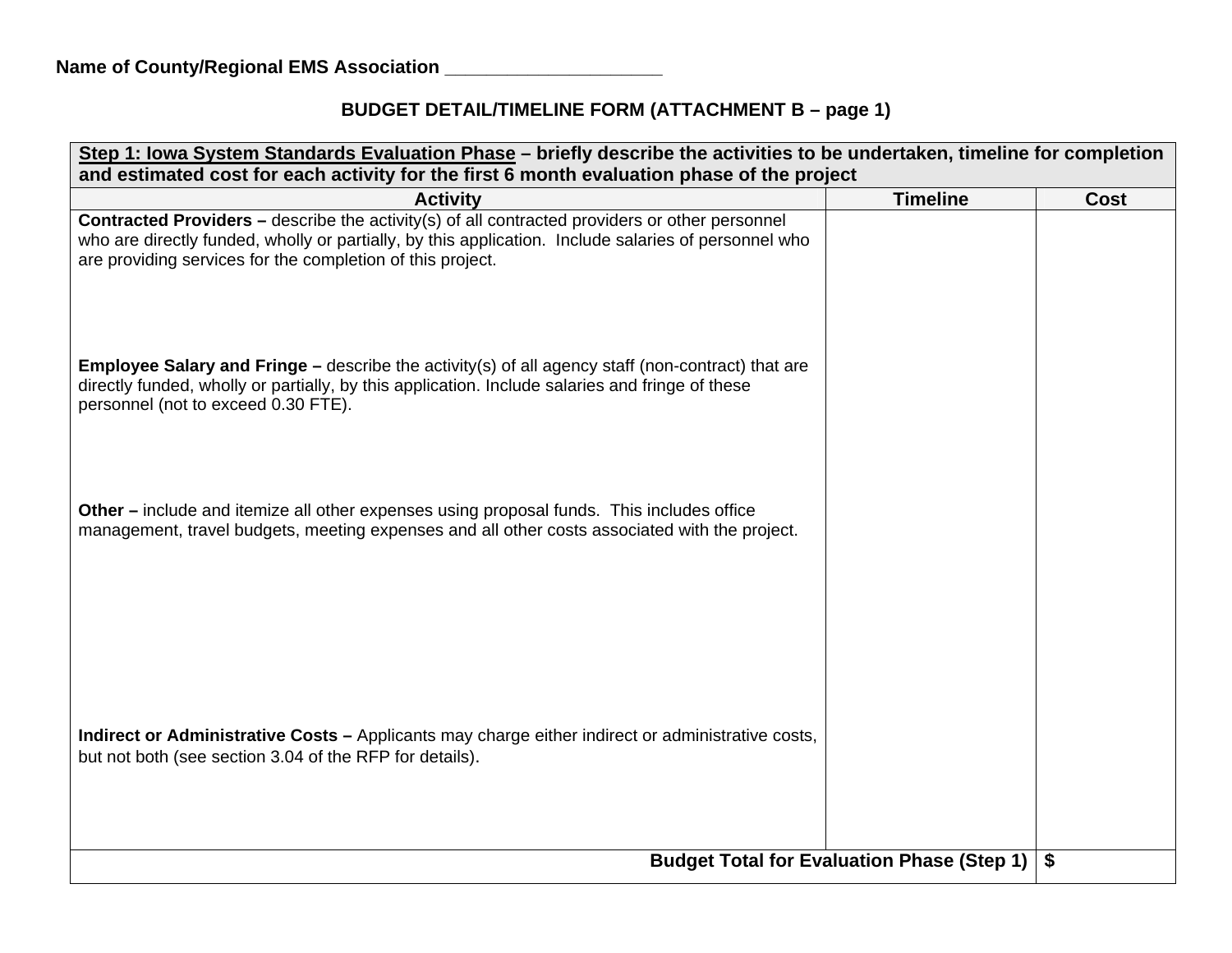**Name of County/Regional EMS Association ____________________**

## BUDGET DETAIL/TIMELINE FORM (ATTACHMENT B – page 1)

| **Step 1: Iowa System Standards Evaluation Phase – briefly describe the activities to be undertaken, timeline for completion and estimated cost for each activity for the first 6 month evaluation phase of the project** | | |
|---|---|---|
| **Activity** | **Timeline** | **Cost** |
| **Contracted Providers –** describe the activity(s) of all contracted providers or other personnel who are directly funded, wholly or partially, by this application. Include salaries of personnel who are providing services for the completion of this project. | | |
| **Employee Salary and Fringe –** describe the activity(s) of all agency staff (non-contract) that are directly funded, wholly or partially, by this application. Include salaries and fringe of these personnel (not to exceed 0.30 FTE). | | |
| **Other –** include and itemize all other expenses using proposal funds. This includes office management, travel budgets, meeting expenses and all other costs associated with the project. | | |
| **Indirect or Administrative Costs –** Applicants may charge either indirect or administrative costs, but not both (see section 3.04 of the RFP for details). | | |
| **Budget Total for Evaluation Phase (Step 1)** | | **$** |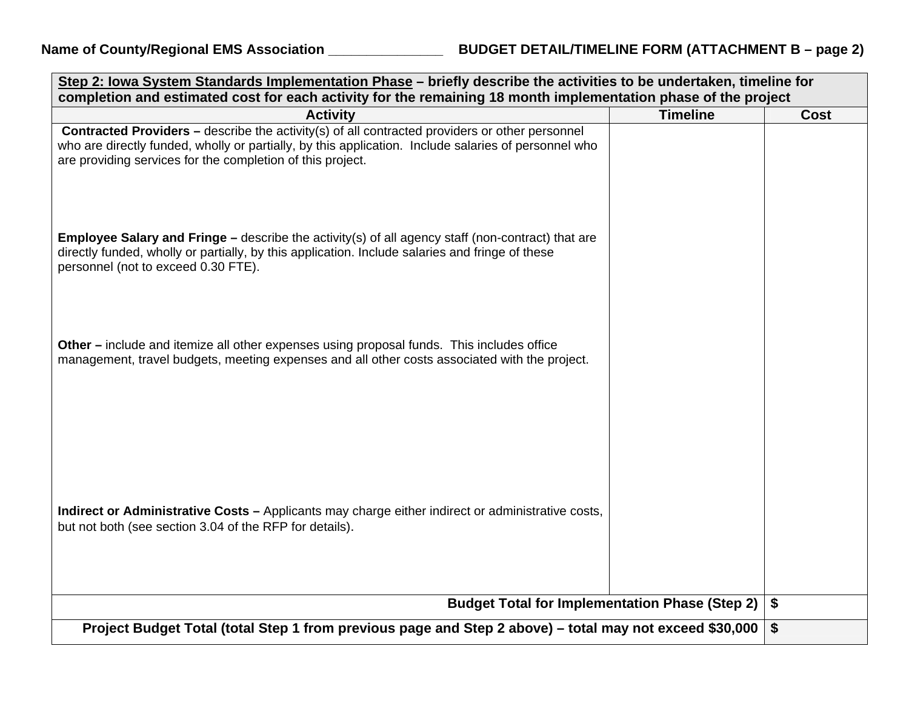**Name of County/Regional EMS Association _______________ BUDGET DETAIL/TIMELINE FORM (ATTACHMENT B – page 2)**

| <u>Step 2: Iowa System Standards Implementation Phase</u> – briefly describe the activities to be undertaken, timeline for completion and estimated cost for each activity for the remaining 18 month implementation phase of the project | | |
|---|---|---|
| **Activity** | **Timeline** | **Cost** |
| **Contracted Providers –** describe the activity(s) of all contracted providers or other personnel who are directly funded, wholly or partially, by this application. Include salaries of personnel who are providing services for the completion of this project. | | |
| **Employee Salary and Fringe –** describe the activity(s) of all agency staff (non-contract) that are directly funded, wholly or partially, by this application. Include salaries and fringe of these personnel (not to exceed 0.30 FTE). | | |
| **Other –** include and itemize all other expenses using proposal funds. This includes office management, travel budgets, meeting expenses and all other costs associated with the project. | | |
| **Indirect or Administrative Costs –** Applicants may charge either indirect or administrative costs, but not both (see section 3.04 of the RFP for details). | | |
| **Budget Total for Implementation Phase (Step 2)** | | **$** |
| **Project Budget Total (total Step 1 from previous page and Step 2 above) – total may not exceed $30,000** | | **$** |